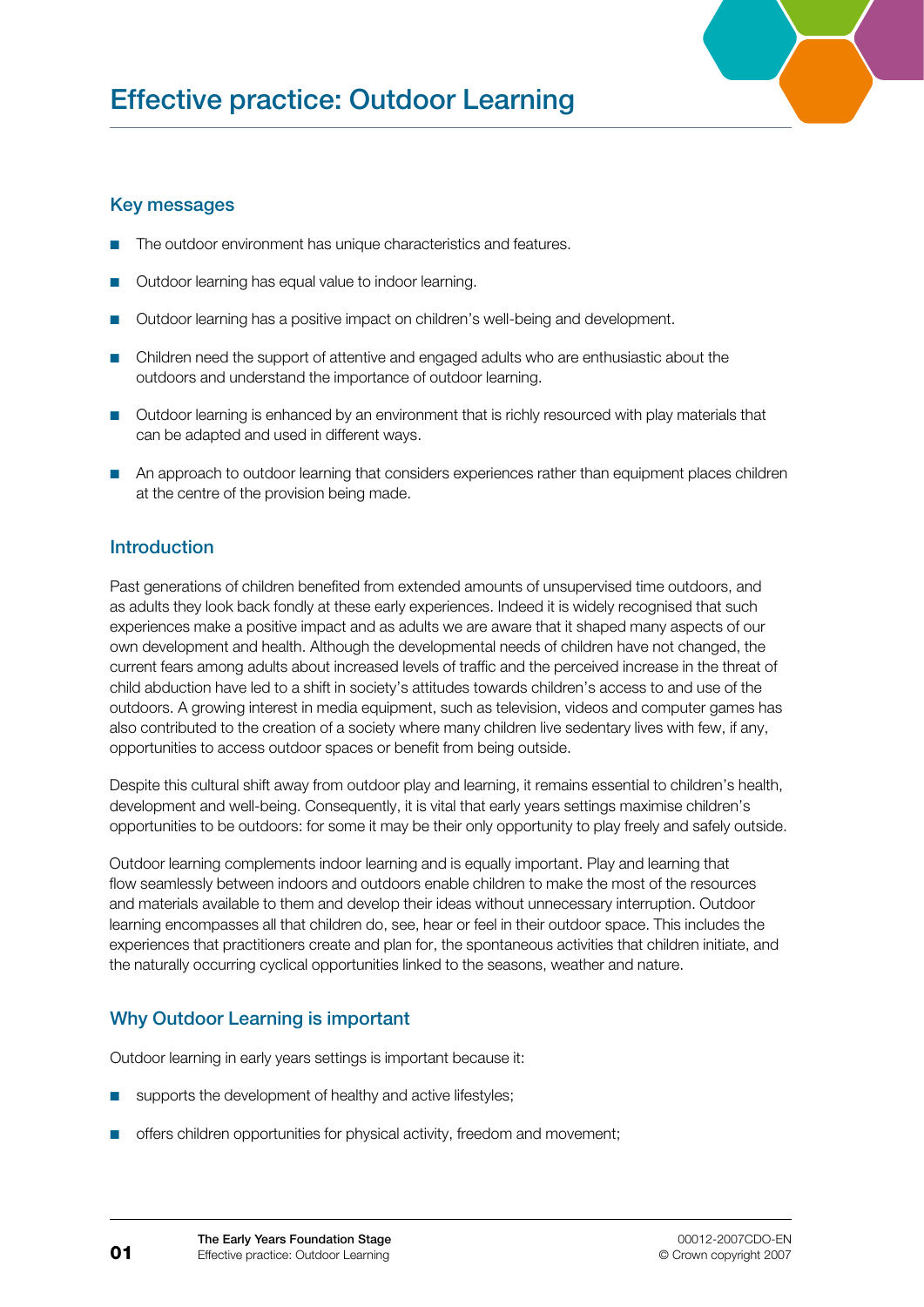# Effective practice: Outdoor Learning

## Key messages

- The outdoor environment has unique characteristics and features.
- Outdoor learning has equal value to indoor learning.
- Outdoor learning has a positive impact on children's well-being and development.
- Children need the support of attentive and engaged adults who are enthusiastic about the outdoors and understand the importance of outdoor learning.
- Outdoor learning is enhanced by an environment that is richly resourced with play materials that can be adapted and used in different ways.
- An approach to outdoor learning that considers experiences rather than equipment places children at the centre of the provision being made.

## Introduction

Past generations of children benefited from extended amounts of unsupervised time outdoors, and as adults they look back fondly at these early experiences. Indeed it is widely recognised that such experiences make a positive impact and as adults we are aware that it shaped many aspects of our own development and health. Although the developmental needs of children have not changed, the current fears among adults about increased levels of traffic and the perceived increase in the threat of child abduction have led to a shift in society's attitudes towards children's access to and use of the outdoors. A growing interest in media equipment, such as television, videos and computer games has also contributed to the creation of a society where many children live sedentary lives with few, if any, opportunities to access outdoor spaces or benefit from being outside.

Despite this cultural shift away from outdoor play and learning, it remains essential to children's health, development and well-being. Consequently, it is vital that early years settings maximise children's opportunities to be outdoors: for some it may be their only opportunity to play freely and safely outside.

Outdoor learning complements indoor learning and is equally important. Play and learning that flow seamlessly between indoors and outdoors enable children to make the most of the resources and materials available to them and develop their ideas without unnecessary interruption. Outdoor learning encompasses all that children do, see, hear or feel in their outdoor space. This includes the experiences that practitioners create and plan for, the spontaneous activities that children initiate, and the naturally occurring cyclical opportunities linked to the seasons, weather and nature.

## Why Outdoor Learning is important

Outdoor learning in early years settings is important because it:

- supports the development of healthy and active lifestyles;
- offers children opportunities for physical activity, freedom and movement;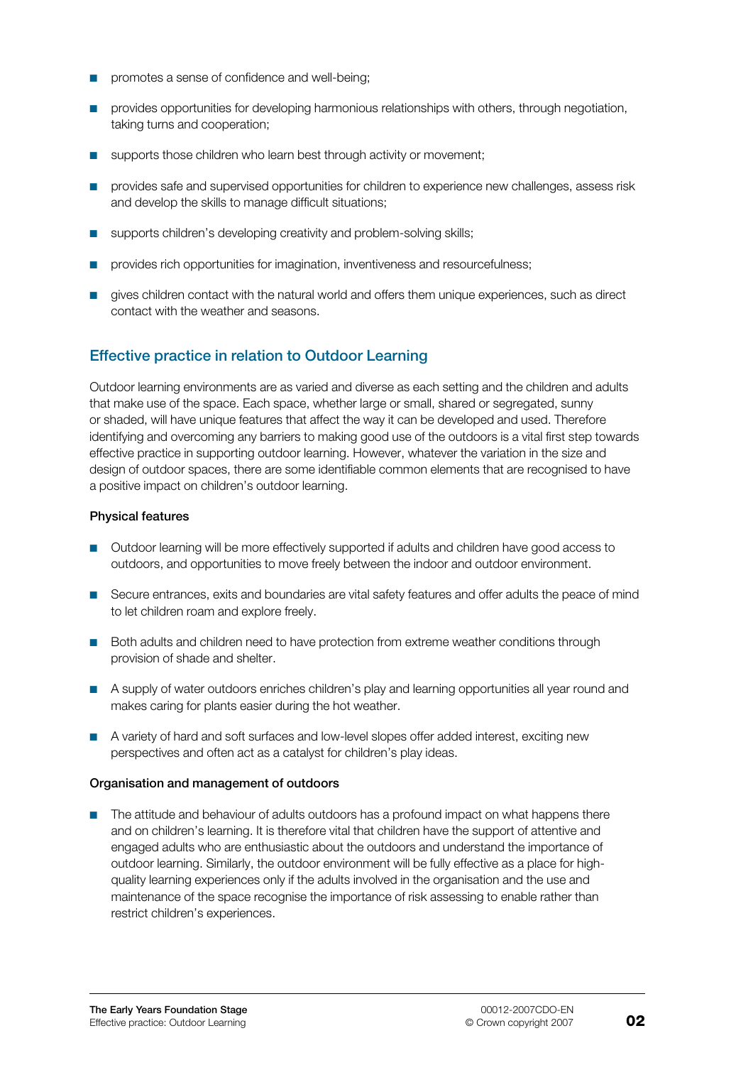- promotes a sense of confidence and well-being;
- provides opportunities for developing harmonious relationships with others, through negotiation, taking turns and cooperation;
- supports those children who learn best through activity or movement;
- provides safe and supervised opportunities for children to experience new challenges, assess risk and develop the skills to manage difficult situations;
- supports children's developing creativity and problem-solving skills;
- provides rich opportunities for imagination, inventiveness and resourcefulness;
- gives children contact with the natural world and offers them unique experiences, such as direct contact with the weather and seasons.

## Effective practice in relation to Outdoor Learning

Outdoor learning environments are as varied and diverse as each setting and the children and adults that make use of the space. Each space, whether large or small, shared or segregated, sunny or shaded, will have unique features that affect the way it can be developed and used. Therefore identifying and overcoming any barriers to making good use of the outdoors is a vital first step towards effective practice in supporting outdoor learning. However, whatever the variation in the size and design of outdoor spaces, there are some identifiable common elements that are recognised to have a positive impact on children's outdoor learning.

### Physical features

- Outdoor learning will be more effectively supported if adults and children have good access to outdoors, and opportunities to move freely between the indoor and outdoor environment.
- Secure entrances, exits and boundaries are vital safety features and offer adults the peace of mind to let children roam and explore freely.
- Both adults and children need to have protection from extreme weather conditions through provision of shade and shelter.
- A supply of water outdoors enriches children's play and learning opportunities all year round and makes caring for plants easier during the hot weather.
- A variety of hard and soft surfaces and low-level slopes offer added interest, exciting new perspectives and often act as a catalyst for children's play ideas.

### Organisation and management of outdoors

- The attitude and behaviour of adults outdoors has a profound impact on what happens there and on children's learning. It is therefore vital that children have the support of attentive and engaged adults who are enthusiastic about the outdoors and understand the importance of outdoor learning. Similarly, the outdoor environment will be fully effective as a place for high-quality learning experiences only if the adults involved in the organisation and the use and maintenance of the space recognise the importance of risk assessing to enable rather than restrict children's experiences.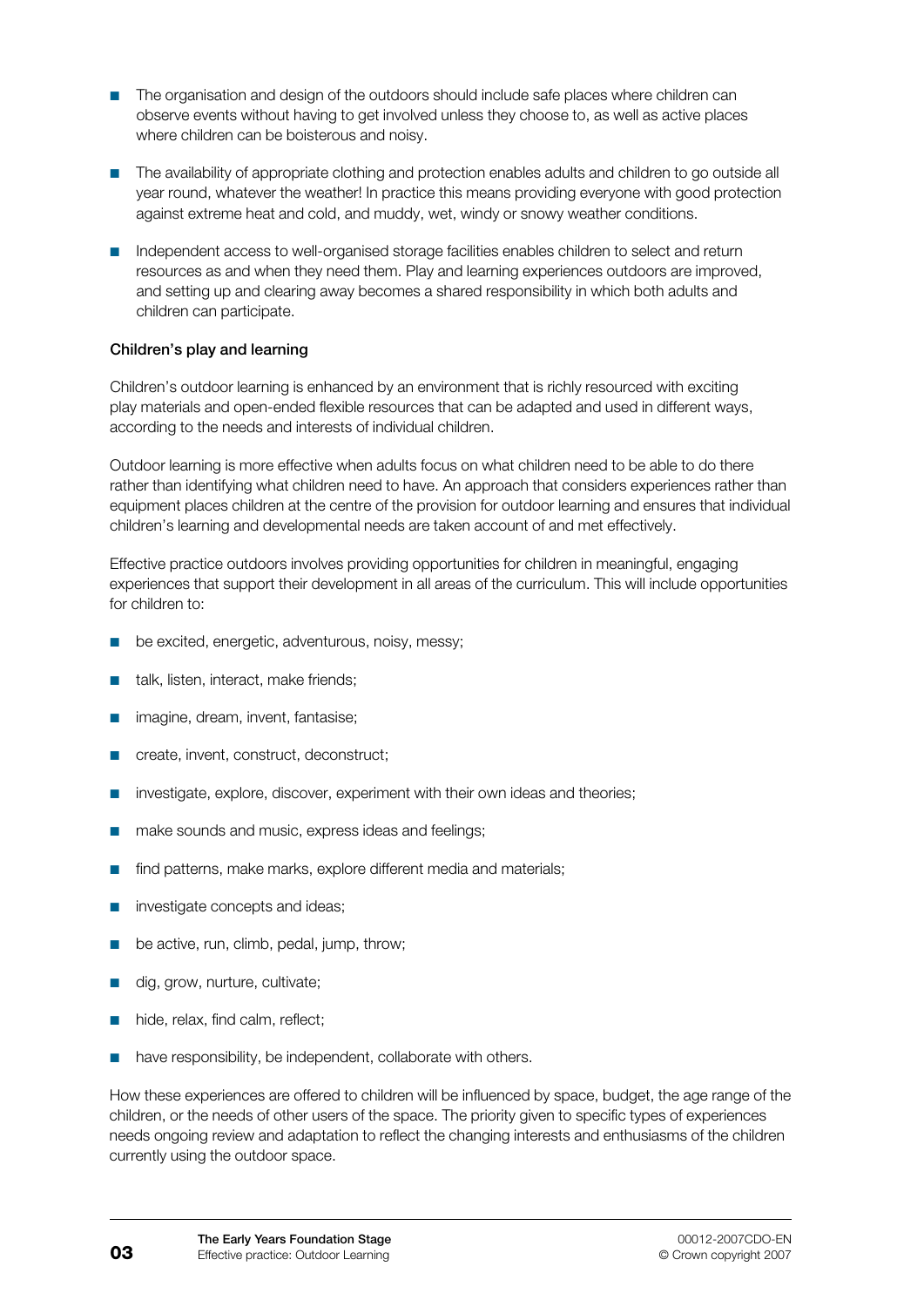- The organisation and design of the outdoors should include safe places where children can observe events without having to get involved unless they choose to, as well as active places where children can be boisterous and noisy.
- The availability of appropriate clothing and protection enables adults and children to go outside all year round, whatever the weather! In practice this means providing everyone with good protection against extreme heat and cold, and muddy, wet, windy or snowy weather conditions.
- Independent access to well-organised storage facilities enables children to select and return resources as and when they need them. Play and learning experiences outdoors are improved, and setting up and clearing away becomes a shared responsibility in which both adults and children can participate.

**Children's play and learning**

Children's outdoor learning is enhanced by an environment that is richly resourced with exciting play materials and open-ended flexible resources that can be adapted and used in different ways, according to the needs and interests of individual children.

Outdoor learning is more effective when adults focus on what children need to be able to do there rather than identifying what children need to have. An approach that considers experiences rather than equipment places children at the centre of the provision for outdoor learning and ensures that individual children's learning and developmental needs are taken account of and met effectively.

Effective practice outdoors involves providing opportunities for children in meaningful, engaging experiences that support their development in all areas of the curriculum. This will include opportunities for children to:

- be excited, energetic, adventurous, noisy, messy;
- talk, listen, interact, make friends;
- imagine, dream, invent, fantasise;
- create, invent, construct, deconstruct;
- investigate, explore, discover, experiment with their own ideas and theories;
- make sounds and music, express ideas and feelings;
- find patterns, make marks, explore different media and materials;
- investigate concepts and ideas;
- be active, run, climb, pedal, jump, throw;
- dig, grow, nurture, cultivate;
- hide, relax, find calm, reflect;
- have responsibility, be independent, collaborate with others.

How these experiences are offered to children will be influenced by space, budget, the age range of the children, or the needs of other users of the space. The priority given to specific types of experiences needs ongoing review and adaptation to reflect the changing interests and enthusiasms of the children currently using the outdoor space.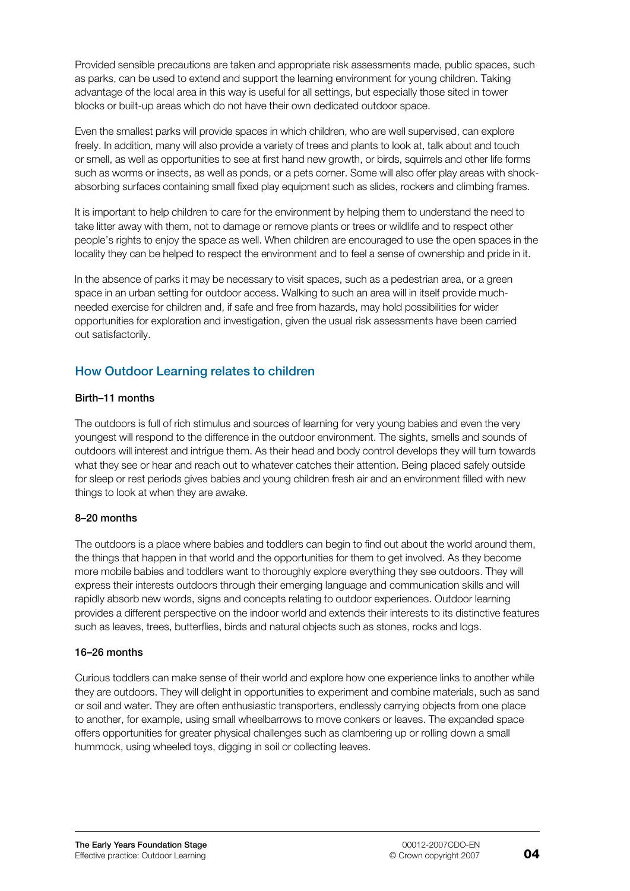Provided sensible precautions are taken and appropriate risk assessments made, public spaces, such as parks, can be used to extend and support the learning environment for young children. Taking advantage of the local area in this way is useful for all settings, but especially those sited in tower blocks or built-up areas which do not have their own dedicated outdoor space.

Even the smallest parks will provide spaces in which children, who are well supervised, can explore freely. In addition, many will also provide a variety of trees and plants to look at, talk about and touch or smell, as well as opportunities to see at first hand new growth, or birds, squirrels and other life forms such as worms or insects, as well as ponds, or a pets corner. Some will also offer play areas with shock-absorbing surfaces containing small fixed play equipment such as slides, rockers and climbing frames.

It is important to help children to care for the environment by helping them to understand the need to take litter away with them, not to damage or remove plants or trees or wildlife and to respect other people's rights to enjoy the space as well. When children are encouraged to use the open spaces in the locality they can be helped to respect the environment and to feel a sense of ownership and pride in it.

In the absence of parks it may be necessary to visit spaces, such as a pedestrian area, or a green space in an urban setting for outdoor access. Walking to such an area will in itself provide much-needed exercise for children and, if safe and free from hazards, may hold possibilities for wider opportunities for exploration and investigation, given the usual risk assessments have been carried out satisfactorily.

## How Outdoor Learning relates to children

**Birth–11 months**

The outdoors is full of rich stimulus and sources of learning for very young babies and even the very youngest will respond to the difference in the outdoor environment. The sights, smells and sounds of outdoors will interest and intrigue them. As their head and body control develops they will turn towards what they see or hear and reach out to whatever catches their attention. Being placed safely outside for sleep or rest periods gives babies and young children fresh air and an environment filled with new things to look at when they are awake.

**8–20 months**

The outdoors is a place where babies and toddlers can begin to find out about the world around them, the things that happen in that world and the opportunities for them to get involved. As they become more mobile babies and toddlers want to thoroughly explore everything they see outdoors. They will express their interests outdoors through their emerging language and communication skills and will rapidly absorb new words, signs and concepts relating to outdoor experiences. Outdoor learning provides a different perspective on the indoor world and extends their interests to its distinctive features such as leaves, trees, butterflies, birds and natural objects such as stones, rocks and logs.

**16–26 months**

Curious toddlers can make sense of their world and explore how one experience links to another while they are outdoors. They will delight in opportunities to experiment and combine materials, such as sand or soil and water. They are often enthusiastic transporters, endlessly carrying objects from one place to another, for example, using small wheelbarrows to move conkers or leaves. The expanded space offers opportunities for greater physical challenges such as clambering up or rolling down a small hummock, using wheeled toys, digging in soil or collecting leaves.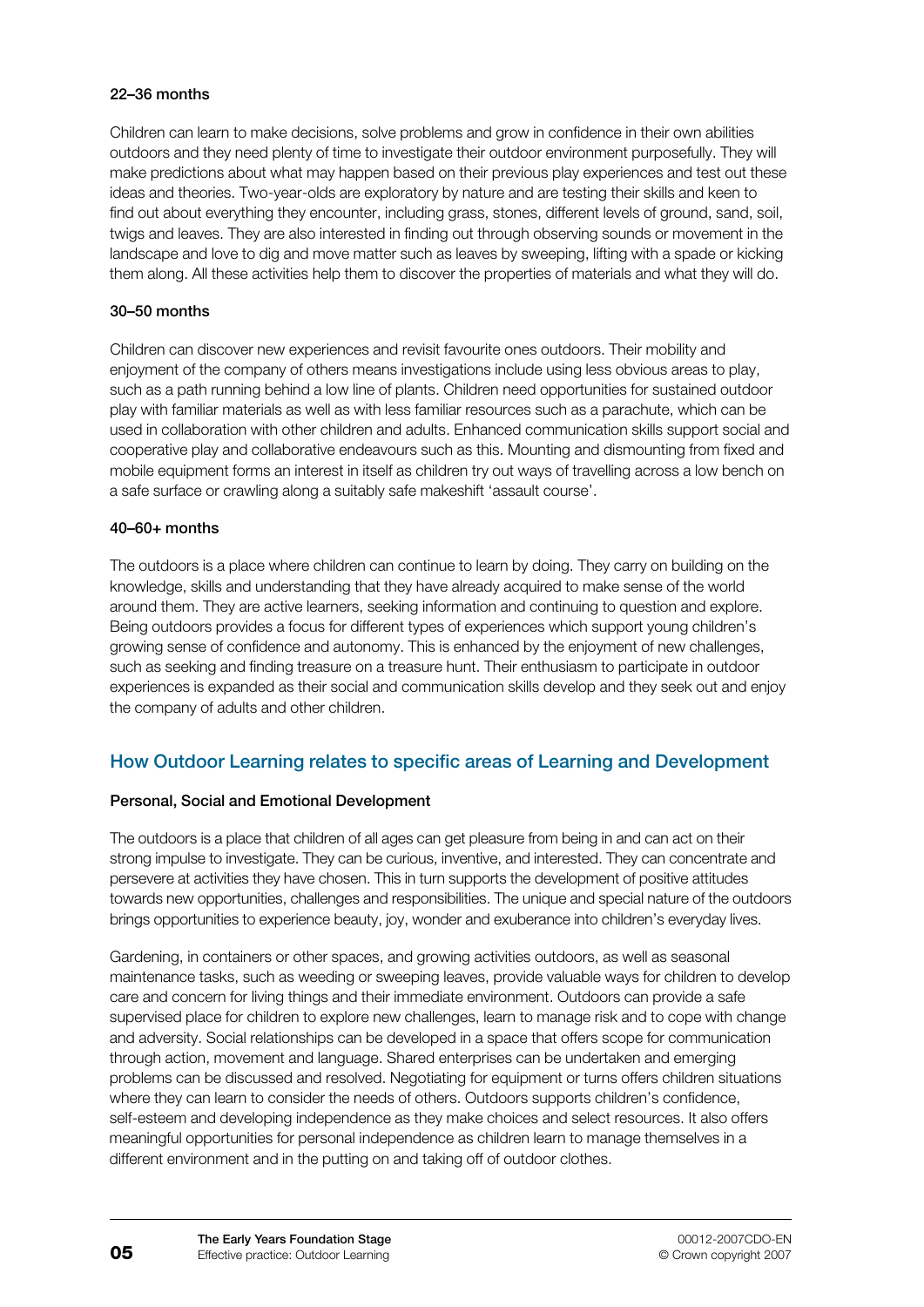**22–36 months**

Children can learn to make decisions, solve problems and grow in confidence in their own abilities outdoors and they need plenty of time to investigate their outdoor environment purposefully. They will make predictions about what may happen based on their previous play experiences and test out these ideas and theories. Two-year-olds are exploratory by nature and are testing their skills and keen to find out about everything they encounter, including grass, stones, different levels of ground, sand, soil, twigs and leaves. They are also interested in finding out through observing sounds or movement in the landscape and love to dig and move matter such as leaves by sweeping, lifting with a spade or kicking them along. All these activities help them to discover the properties of materials and what they will do.

**30–50 months**

Children can discover new experiences and revisit favourite ones outdoors. Their mobility and enjoyment of the company of others means investigations include using less obvious areas to play, such as a path running behind a low line of plants. Children need opportunities for sustained outdoor play with familiar materials as well as with less familiar resources such as a parachute, which can be used in collaboration with other children and adults. Enhanced communication skills support social and cooperative play and collaborative endeavours such as this. Mounting and dismounting from fixed and mobile equipment forms an interest in itself as children try out ways of travelling across a low bench on a safe surface or crawling along a suitably safe makeshift 'assault course'.

**40–60+ months**

The outdoors is a place where children can continue to learn by doing. They carry on building on the knowledge, skills and understanding that they have already acquired to make sense of the world around them. They are active learners, seeking information and continuing to question and explore. Being outdoors provides a focus for different types of experiences which support young children's growing sense of confidence and autonomy. This is enhanced by the enjoyment of new challenges, such as seeking and finding treasure on a treasure hunt. Their enthusiasm to participate in outdoor experiences is expanded as their social and communication skills develop and they seek out and enjoy the company of adults and other children.

## How Outdoor Learning relates to specific areas of Learning and Development

**Personal, Social and Emotional Development**

The outdoors is a place that children of all ages can get pleasure from being in and can act on their strong impulse to investigate. They can be curious, inventive, and interested. They can concentrate and persevere at activities they have chosen. This in turn supports the development of positive attitudes towards new opportunities, challenges and responsibilities. The unique and special nature of the outdoors brings opportunities to experience beauty, joy, wonder and exuberance into children's everyday lives.

Gardening, in containers or other spaces, and growing activities outdoors, as well as seasonal maintenance tasks, such as weeding or sweeping leaves, provide valuable ways for children to develop care and concern for living things and their immediate environment. Outdoors can provide a safe supervised place for children to explore new challenges, learn to manage risk and to cope with change and adversity. Social relationships can be developed in a space that offers scope for communication through action, movement and language. Shared enterprises can be undertaken and emerging problems can be discussed and resolved. Negotiating for equipment or turns offers children situations where they can learn to consider the needs of others. Outdoors supports children's confidence, self-esteem and developing independence as they make choices and select resources. It also offers meaningful opportunities for personal independence as children learn to manage themselves in a different environment and in the putting on and taking off of outdoor clothes.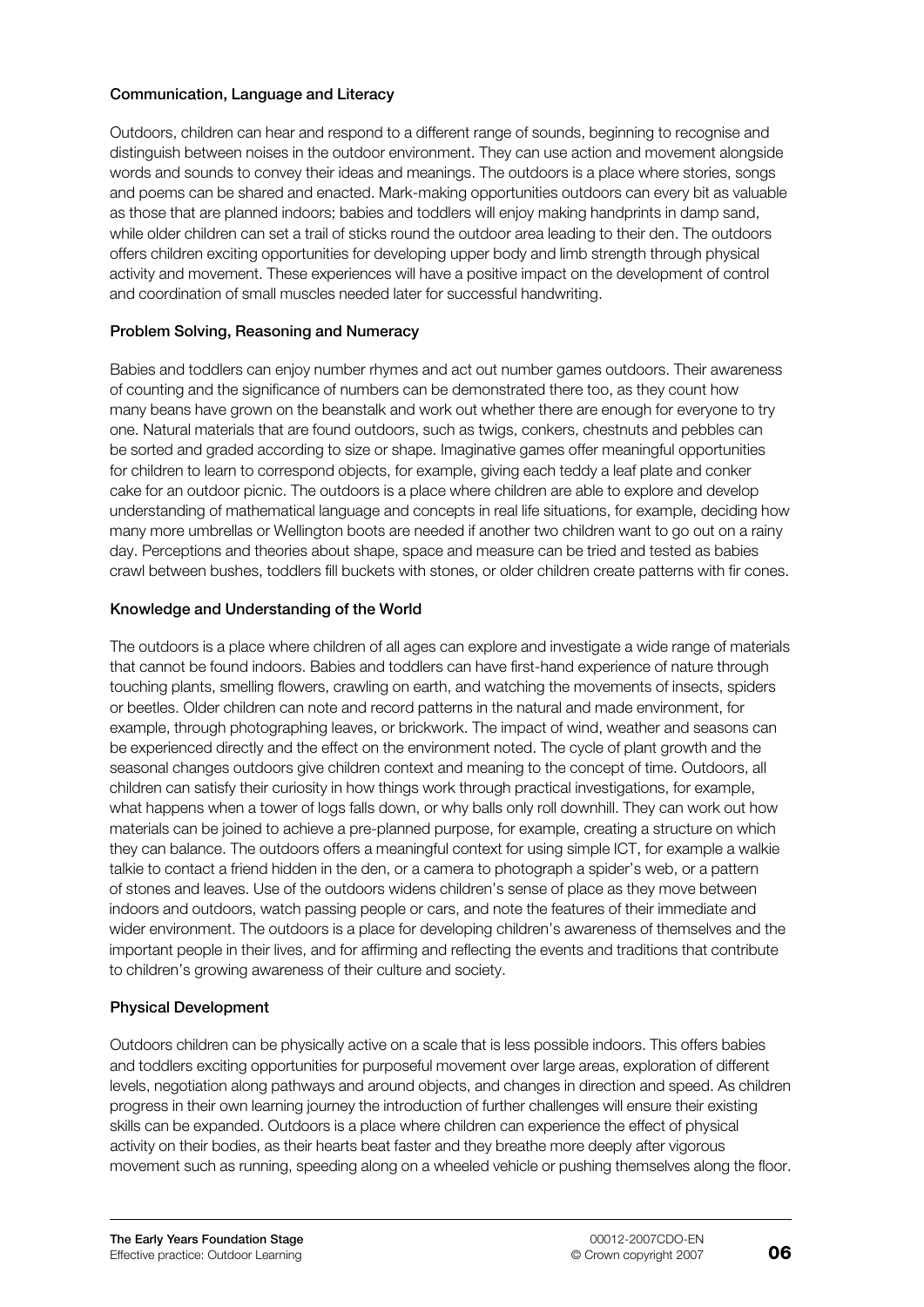### Communication, Language and Literacy

Outdoors, children can hear and respond to a different range of sounds, beginning to recognise and distinguish between noises in the outdoor environment. They can use action and movement alongside words and sounds to convey their ideas and meanings. The outdoors is a place where stories, songs and poems can be shared and enacted. Mark-making opportunities outdoors can every bit as valuable as those that are planned indoors; babies and toddlers will enjoy making handprints in damp sand, while older children can set a trail of sticks round the outdoor area leading to their den. The outdoors offers children exciting opportunities for developing upper body and limb strength through physical activity and movement. These experiences will have a positive impact on the development of control and coordination of small muscles needed later for successful handwriting.

### Problem Solving, Reasoning and Numeracy

Babies and toddlers can enjoy number rhymes and act out number games outdoors. Their awareness of counting and the significance of numbers can be demonstrated there too, as they count how many beans have grown on the beanstalk and work out whether there are enough for everyone to try one. Natural materials that are found outdoors, such as twigs, conkers, chestnuts and pebbles can be sorted and graded according to size or shape. Imaginative games offer meaningful opportunities for children to learn to correspond objects, for example, giving each teddy a leaf plate and conker cake for an outdoor picnic. The outdoors is a place where children are able to explore and develop understanding of mathematical language and concepts in real life situations, for example, deciding how many more umbrellas or Wellington boots are needed if another two children want to go out on a rainy day. Perceptions and theories about shape, space and measure can be tried and tested as babies crawl between bushes, toddlers fill buckets with stones, or older children create patterns with fir cones.

### Knowledge and Understanding of the World

The outdoors is a place where children of all ages can explore and investigate a wide range of materials that cannot be found indoors. Babies and toddlers can have first-hand experience of nature through touching plants, smelling flowers, crawling on earth, and watching the movements of insects, spiders or beetles. Older children can note and record patterns in the natural and made environment, for example, through photographing leaves, or brickwork. The impact of wind, weather and seasons can be experienced directly and the effect on the environment noted. The cycle of plant growth and the seasonal changes outdoors give children context and meaning to the concept of time. Outdoors, all children can satisfy their curiosity in how things work through practical investigations, for example, what happens when a tower of logs falls down, or why balls only roll downhill. They can work out how materials can be joined to achieve a pre-planned purpose, for example, creating a structure on which they can balance. The outdoors offers a meaningful context for using simple ICT, for example a walkie talkie to contact a friend hidden in the den, or a camera to photograph a spider's web, or a pattern of stones and leaves. Use of the outdoors widens children's sense of place as they move between indoors and outdoors, watch passing people or cars, and note the features of their immediate and wider environment. The outdoors is a place for developing children's awareness of themselves and the important people in their lives, and for affirming and reflecting the events and traditions that contribute to children's growing awareness of their culture and society.

### Physical Development

Outdoors children can be physically active on a scale that is less possible indoors. This offers babies and toddlers exciting opportunities for purposeful movement over large areas, exploration of different levels, negotiation along pathways and around objects, and changes in direction and speed. As children progress in their own learning journey the introduction of further challenges will ensure their existing skills can be expanded. Outdoors is a place where children can experience the effect of physical activity on their bodies, as their hearts beat faster and they breathe more deeply after vigorous movement such as running, speeding along on a wheeled vehicle or pushing themselves along the floor.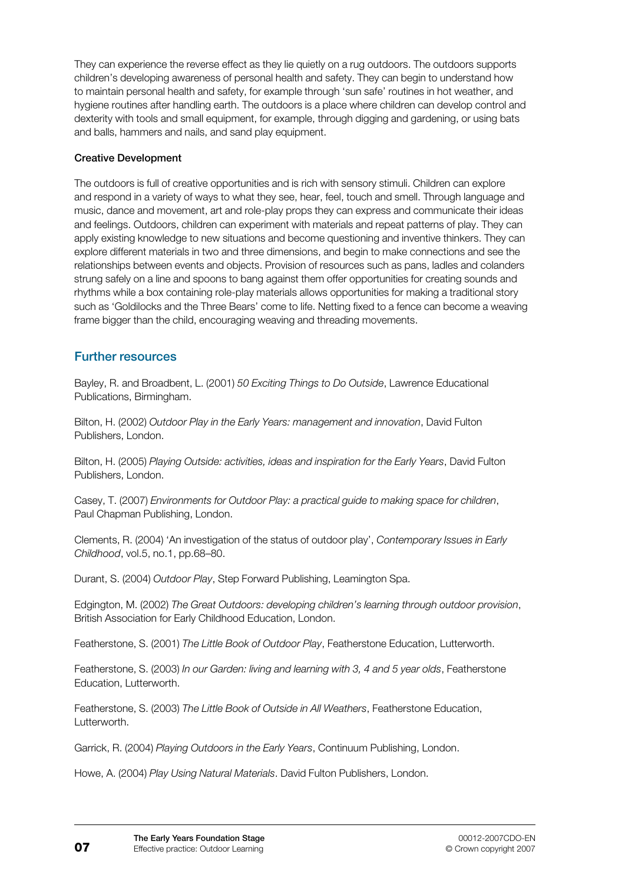They can experience the reverse effect as they lie quietly on a rug outdoors. The outdoors supports children's developing awareness of personal health and safety. They can begin to understand how to maintain personal health and safety, for example through 'sun safe' routines in hot weather, and hygiene routines after handling earth. The outdoors is a place where children can develop control and dexterity with tools and small equipment, for example, through digging and gardening, or using bats and balls, hammers and nails, and sand play equipment.

**Creative Development**

The outdoors is full of creative opportunities and is rich with sensory stimuli. Children can explore and respond in a variety of ways to what they see, hear, feel, touch and smell. Through language and music, dance and movement, art and role-play props they can express and communicate their ideas and feelings. Outdoors, children can experiment with materials and repeat patterns of play. They can apply existing knowledge to new situations and become questioning and inventive thinkers. They can explore different materials in two and three dimensions, and begin to make connections and see the relationships between events and objects. Provision of resources such as pans, ladles and colanders strung safely on a line and spoons to bang against them offer opportunities for creating sounds and rhythms while a box containing role-play materials allows opportunities for making a traditional story such as 'Goldilocks and the Three Bears' come to life. Netting fixed to a fence can become a weaving frame bigger than the child, encouraging weaving and threading movements.

## Further resources

Bayley, R. and Broadbent, L. (2001) *50 Exciting Things to Do Outside*, Lawrence Educational Publications, Birmingham.

Bilton, H. (2002) *Outdoor Play in the Early Years: management and innovation*, David Fulton Publishers, London.

Bilton, H. (2005) *Playing Outside: activities, ideas and inspiration for the Early Years*, David Fulton Publishers, London.

Casey, T. (2007) *Environments for Outdoor Play: a practical guide to making space for children*, Paul Chapman Publishing, London.

Clements, R. (2004) 'An investigation of the status of outdoor play', *Contemporary Issues in Early Childhood*, vol.5, no.1, pp.68–80.

Durant, S. (2004) *Outdoor Play*, Step Forward Publishing, Leamington Spa.

Edgington, M. (2002) *The Great Outdoors: developing children's learning through outdoor provision*, British Association for Early Childhood Education, London.

Featherstone, S. (2001) *The Little Book of Outdoor Play*, Featherstone Education, Lutterworth.

Featherstone, S. (2003) *In our Garden: living and learning with 3, 4 and 5 year olds*, Featherstone Education, Lutterworth.

Featherstone, S. (2003) *The Little Book of Outside in All Weathers*, Featherstone Education, Lutterworth.

Garrick, R. (2004) *Playing Outdoors in the Early Years*, Continuum Publishing, London.

Howe, A. (2004) *Play Using Natural Materials*. David Fulton Publishers, London.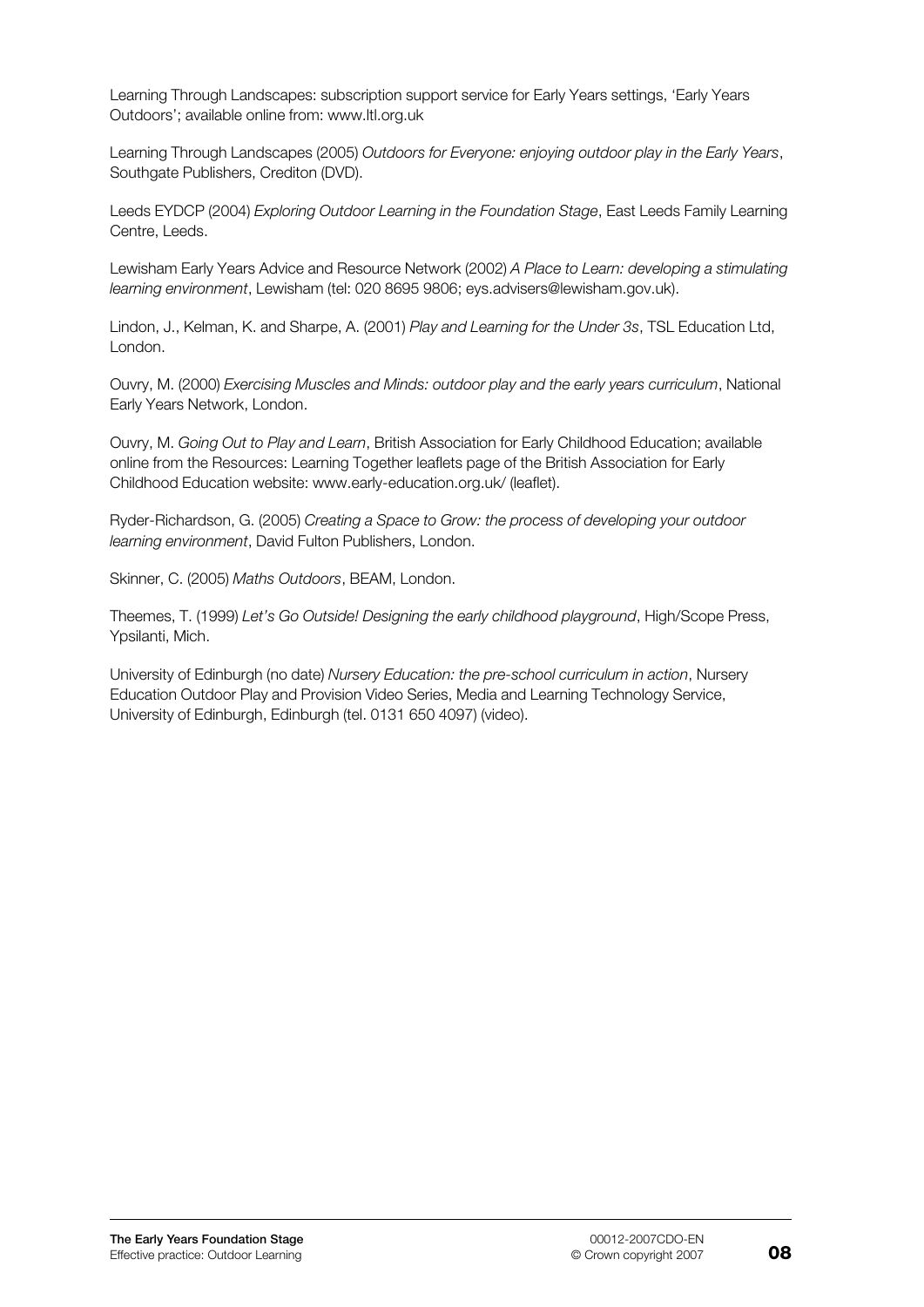Learning Through Landscapes: subscription support service for Early Years settings, 'Early Years Outdoors'; available online from: www.ltl.org.uk

Learning Through Landscapes (2005) *Outdoors for Everyone: enjoying outdoor play in the Early Years*, Southgate Publishers, Crediton (DVD).

Leeds EYDCP (2004) *Exploring Outdoor Learning in the Foundation Stage*, East Leeds Family Learning Centre, Leeds.

Lewisham Early Years Advice and Resource Network (2002) *A Place to Learn: developing a stimulating learning environment*, Lewisham (tel: 020 8695 9806; eys.advisers@lewisham.gov.uk).

Lindon, J., Kelman, K. and Sharpe, A. (2001) *Play and Learning for the Under 3s*, TSL Education Ltd, London.

Ouvry, M. (2000) *Exercising Muscles and Minds: outdoor play and the early years curriculum*, National Early Years Network, London.

Ouvry, M. *Going Out to Play and Learn*, British Association for Early Childhood Education; available online from the Resources: Learning Together leaflets page of the British Association for Early Childhood Education website: www.early-education.org.uk/ (leaflet).

Ryder-Richardson, G. (2005) *Creating a Space to Grow: the process of developing your outdoor learning environment*, David Fulton Publishers, London.

Skinner, C. (2005) *Maths Outdoors*, BEAM, London.

Theemes, T. (1999) *Let's Go Outside! Designing the early childhood playground*, High/Scope Press, Ypsilanti, Mich.

University of Edinburgh (no date) *Nursery Education: the pre-school curriculum in action*, Nursery Education Outdoor Play and Provision Video Series, Media and Learning Technology Service, University of Edinburgh, Edinburgh (tel. 0131 650 4097) (video).